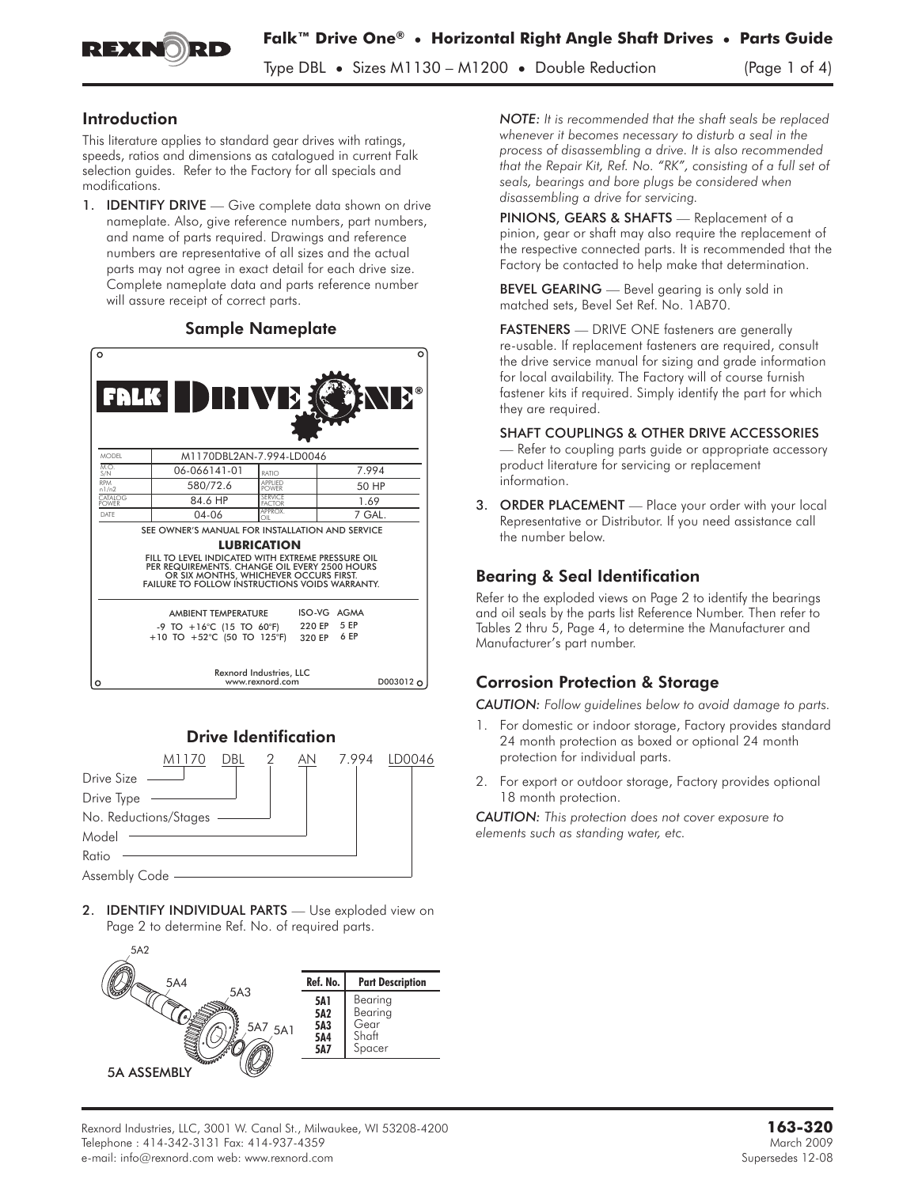# Falk™ Drive One® • Horizontal Right Angle Shaft Drives • Parts Guide

Type DBL • Sizes M1130 – M1200 • Double Reduction

## Introduction

This literature applies to standard gear drives with ratings, speeds, ratios and dimensions as catalogued in current Falk selection guides. Refer to the Factory for all specials and modifications.

1. **IDENTIFY DRIVE** — Give complete data shown on drive nameplate. Also, give reference numbers, part numbers, and name of parts required. Drawings and reference numbers are representative of all sizes and the actual parts may not agree in exact detail for each drive size. Complete nameplate data and parts reference number will assure receipt of correct parts.

### Sample Nameplate

FALK DRIVE ONE®

| | | | |
|---|---|---|---|
| MODEL | M1170DBL2AN-7.994-LD0046 | | |
| M.O. S/N | 06-066141-01 | RATIO | 7.994 |
| RPM n1/n2 | 580/72.6 | APPLIED POWER | 50 HP |
| CATALOG POWER | 84.6 HP | SERVICE FACTOR | 1.69 |
| DATE | 04-06 | APPROX. OIL | 7 GAL. |

SEE OWNER'S MANUAL FOR INSTALLATION AND SERVICE

**LUBRICATION**

FILL TO LEVEL INDICATED WITH EXTREME PRESSURE OIL PER REQUIREMENTS. CHANGE OIL EVERY 2500 HOURS OR SIX MONTHS, WHICHEVER OCCURS FIRST. FAILURE TO FOLLOW INSTRUCTIONS VOIDS WARRANTY.

| AMBIENT TEMPERATURE | ISO-VG | AGMA |
|---|---|---|
| -9 TO +16°C (15 TO 60°F) | 220 EP | 5 EP |
| +10 TO +52°C (50 TO 125°F) | 320 EP | 6 EP |

Rexnord Industries, LLC
www.rexnord.com
D003012

### Drive Identification

M1170 DBL 2 AN 7.994 LD0046

- M1170 — Drive Size
- DBL — Drive Type
- 2 — No. Reductions/Stages
- AN — Model
- 7.994 — Ratio
- LD0046 — Assembly Code

2. **IDENTIFY INDIVIDUAL PARTS** — Use exploded view on Page 2 to determine Ref. No. of required parts.

5A ASSEMBLY

| Ref. No. | Part Description |
|---|---|
| 5A1 | Bearing |
| 5A2 | Bearing |
| 5A3 | Gear |
| 5A4 | Shaft |
| 5A7 | Spacer |

*NOTE: It is recommended that the shaft seals be replaced whenever it becomes necessary to disturb a seal in the process of disassembling a drive. It is also recommended that the Repair Kit, Ref. No. "RK", consisting of a full set of seals, bearings and bore plugs be considered when disassembling a drive for servicing.*

**PINIONS, GEARS & SHAFTS** — Replacement of a pinion, gear or shaft may also require the replacement of the respective connected parts. It is recommended that the Factory be contacted to help make that determination.

**BEVEL GEARING** — Bevel gearing is only sold in matched sets, Bevel Set Ref. No. 1AB70.

**FASTENERS** — DRIVE ONE fasteners are generally re-usable. If replacement fasteners are required, consult the drive service manual for sizing and grade information for local availability. The Factory will of course furnish fastener kits if required. Simply identify the part for which they are required.

**SHAFT COUPLINGS & OTHER DRIVE ACCESSORIES** — Refer to coupling parts guide or appropriate accessory product literature for servicing or replacement information.

3. **ORDER PLACEMENT** — Place your order with your local Representative or Distributor. If you need assistance call the number below.

## Bearing & Seal Identification

Refer to the exploded views on Page 2 to identify the bearings and oil seals by the parts list Reference Number. Then refer to Tables 2 thru 5, Page 4, to determine the Manufacturer and Manufacturer's part number.

## Corrosion Protection & Storage

*CAUTION: Follow guidelines below to avoid damage to parts.*

1. For domestic or indoor storage, Factory provides standard 24 month protection as boxed or optional 24 month protection for individual parts.
2. For export or outdoor storage, Factory provides optional 18 month protection.

*CAUTION: This protection does not cover exposure to elements such as standing water, etc.*

Rexnord Industries, LLC, 3001 W. Canal St., Milwaukee, WI 53208-4200
Telephone : 414-342-3131 Fax: 414-937-4359
e-mail: info@rexnord.com web: www.rexnord.com

**163-320**
March 2009
Supersedes 12-08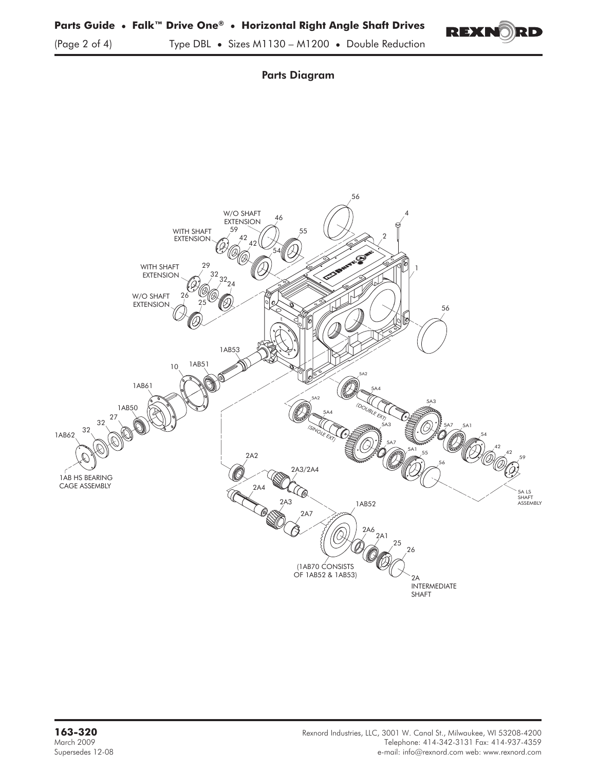## Parts Diagram

56

W/O SHAFT EXTENSION

46

4

WITH SHAFT EXTENSION

59

55

2

42

42

54

1

WITH SHAFT EXTENSION

29

32

32

24

W/O SHAFT EXTENSION

26

25

56

1AB53

10

1AB51

5A2

1AB61

5A4

5A3

1AB50

5A2

(DOUBLE EXT)

27

5A4

32

5A3

5A7

5A1

32

54

1AB62

(SINGLE EXT)

5A7

42

5A1

42

55

59

2A2

56

2A3/2A4

1AB HS BEARING CAGE ASSEMBLY

2A4

5A LS SHAFT ASSEMBLY

2A3

1AB52

2A7

2A6

2A1

25

26

(1AB70 CONSISTS OF 1AB52 & 1AB53)

2A INTERMEDIATE SHAFT

**163-320**
March 2009
Supersedes 12-08

Rexnord Industries, LLC, 3001 W. Canal St., Milwaukee, WI 53208-4200
Telephone: 414-342-3131 Fax: 414-937-4359
e-mail: info@rexnord.com web: www.rexnord.com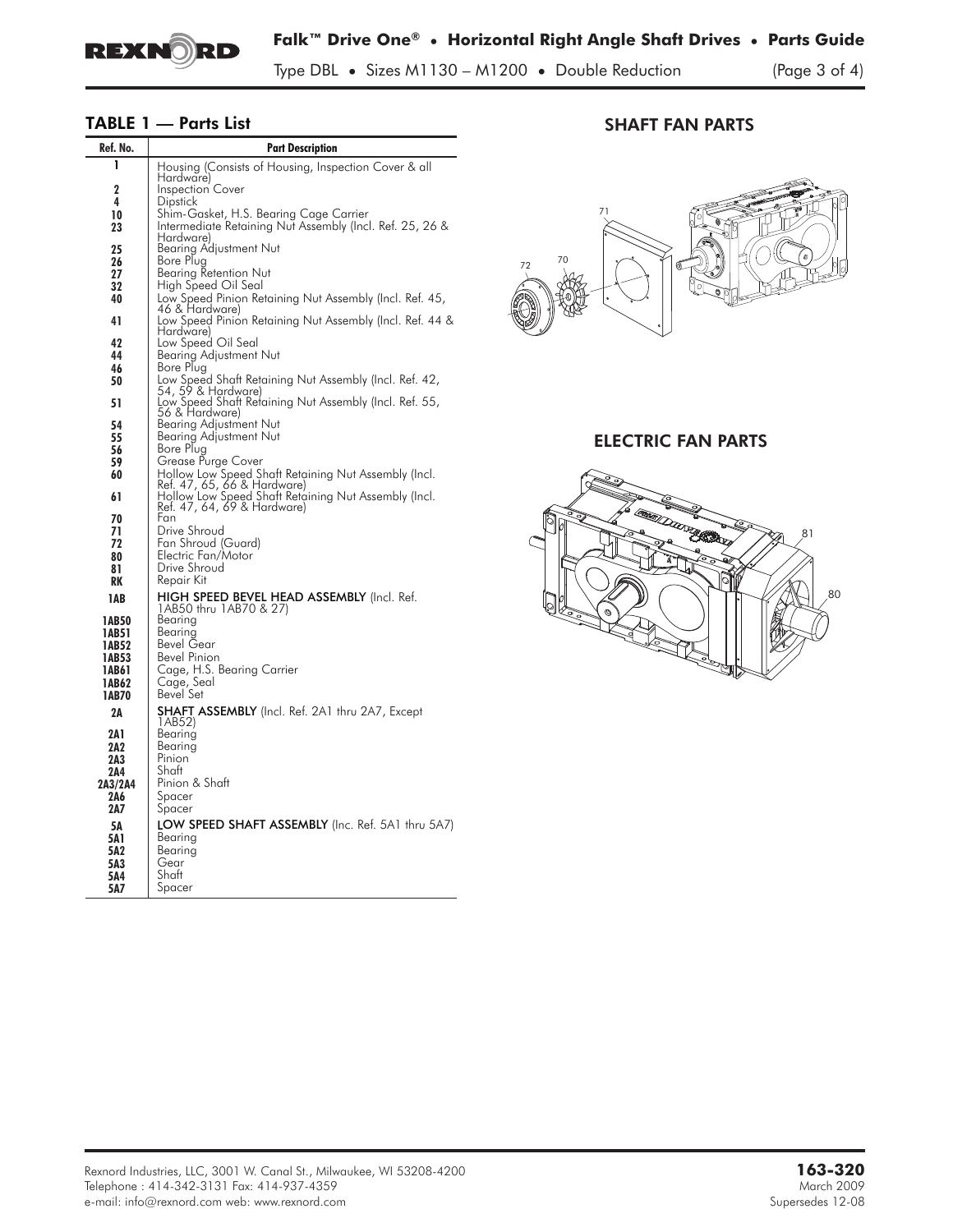## TABLE 1 — Parts List

| Ref. No. | Part Description |
|---|---|
| 1 | Housing (Consists of Housing, Inspection Cover & all Hardware) |
| 2 | Inspection Cover |
| 4 | Dipstick |
| 10 | Shim-Gasket, H.S. Bearing Cage Carrier |
| 23 | Intermediate Retaining Nut Assembly (Incl. Ref. 25, 26 & Hardware) |
| 25 | Bearing Adjustment Nut |
| 26 | Bore Plug |
| 27 | Bearing Retention Nut |
| 32 | High Speed Oil Seal |
| 40 | Low Speed Pinion Retaining Nut Assembly (Incl. Ref. 45, 46 & Hardware) |
| 41 | Low Speed Pinion Retaining Nut Assembly (Incl. Ref. 44 & Hardware) |
| 42 | Low Speed Oil Seal |
| 44 | Bearing Adjustment Nut |
| 46 | Bore Plug |
| 50 | Low Speed Shaft Retaining Nut Assembly (Incl. Ref. 42, 54, 59 & Hardware) |
| 51 | Low Speed Shaft Retaining Nut Assembly (Incl. Ref. 55, 56 & Hardware) |
| 54 | Bearing Adjustment Nut |
| 55 | Bearing Adjustment Nut |
| 56 | Bore Plug |
| 59 | Grease Purge Cover |
| 60 | Hollow Low Speed Shaft Retaining Nut Assembly (Incl. Ref. 47, 65, 66 & Hardware) |
| 61 | Hollow Low Speed Shaft Retaining Nut Assembly (Incl. Ref. 47, 64, 69 & Hardware) |
| 70 | Fan |
| 71 | Drive Shroud |
| 72 | Fan Shroud (Guard) |
| 80 | Electric Fan/Motor |
| 81 | Drive Shroud |
| RK | Repair Kit |
| **1AB** | **HIGH SPEED BEVEL HEAD ASSEMBLY** (Incl. Ref. 1AB50 thru 1AB70 & 27) |
| 1AB50 | Bearing |
| 1AB51 | Bearing |
| 1AB52 | Bevel Gear |
| 1AB53 | Bevel Pinion |
| 1AB61 | Cage, H.S. Bearing Carrier |
| 1AB62 | Cage, Seal |
| 1AB70 | Bevel Set |
| **2A** | **SHAFT ASSEMBLY** (Incl. Ref. 2A1 thru 2A7, Except 1AB52) |
| 2A1 | Bearing |
| 2A2 | Bearing |
| 2A3 | Pinion |
| 2A4 | Shaft |
| 2A3/2A4 | Pinion & Shaft |
| 2A6 | Spacer |
| 2A7 | Spacer |
| **5A** | **LOW SPEED SHAFT ASSEMBLY** (Inc. Ref. 5A1 thru 5A7) |
| 5A1 | Bearing |
| 5A2 | Bearing |
| 5A3 | Gear |
| 5A4 | Shaft |
| 5A7 | Spacer |

## SHAFT FAN PARTS

71 70 72

## ELECTRIC FAN PARTS

81 80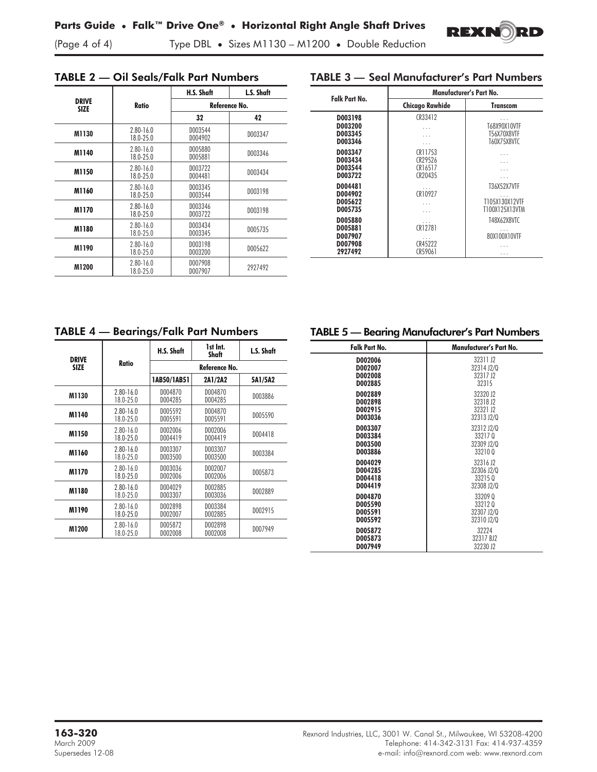## TABLE 2 — Oil Seals/Falk Part Numbers

| DRIVE SIZE | Ratio | H.S. Shaft | L.S. Shaft |
|---|---|---|---|
| | | Reference No. | |
| | | 32 | 42 |
| M1130 | 2.80-16.0<br>18.0-25.0 | D003544<br>D004902 | D003347 |
| M1140 | 2.80-16.0<br>18.0-25.0 | D005880<br>D005881 | D003346 |
| M1150 | 2.80-16.0<br>18.0-25.0 | D003722<br>D004481 | D003434 |
| M1160 | 2.80-16.0<br>18.0-25.0 | D003345<br>D003544 | D003198 |
| M1170 | 2.80-16.0<br>18.0-25.0 | D003346<br>D003722 | D003198 |
| M1180 | 2.80-16.0<br>18.0-25.0 | D003434<br>D003345 | D005735 |
| M1190 | 2.80-16.0<br>18.0-25.0 | D003198<br>D003200 | D005622 |
| M1200 | 2.80-16.0<br>18.0-25.0 | D007908<br>D007907 | 2927492 |

## TABLE 3 — Seal Manufacturer's Part Numbers

| Falk Part No. | Manufacturer's Part No. | |
|---|---|---|
| | Chicago Rawhide | Transcom |
| D003198 | CR33412 | . . . |
| D003200 | . . . | T68X90X10VTF |
| D003345 | . . . | T56X70X8VTF |
| D003346 | . . . | T60X75X8VTC |
| D003347 | CR11753 | . . . |
| D003434 | CR29526 | . . . |
| D003544 | CR16517 | . . . |
| D003722 | CR20435 | . . . |
| D004481 | . . . | T36X52X7VTF |
| D004902 | CR10927 | . . . |
| D005622 | . . . | T105X130X12VTF |
| D005735 | . . . | T100X125X13VTM |
| D005880 | . . . | T48X62X8VTC |
| D005881 | CR12781 | . . . |
| D007907 | . . . | 80X100X10VTF |
| D007908 | CR45222 | . . . |
| 2927492 | CR59061 | . . . |

## TABLE 4 — Bearings/Falk Part Numbers

| DRIVE SIZE | Ratio | H.S. Shaft | 1st Int. Shaft | L.S. Shaft |
|---|---|---|---|---|
| | | Reference No. | | |
| | | 1AB50/1AB51 | 2A1/2A2 | 5A1/5A2 |
| M1130 | 2.80-16.0<br>18.0-25.0 | D004870<br>D004285 | D004870<br>D004285 | D003886 |
| M1140 | 2.80-16.0<br>18.0-25.0 | D005592<br>D005591 | D004870<br>D005591 | D005590 |
| M1150 | 2.80-16.0<br>18.0-25.0 | D002006<br>D004419 | D002006<br>D004419 | D004418 |
| M1160 | 2.80-16.0<br>18.0-25.0 | D003307<br>D003500 | D003307<br>D003500 | D003384 |
| M1170 | 2.80-16.0<br>18.0-25.0 | D003036<br>D002006 | D002007<br>D002006 | D005873 |
| M1180 | 2.80-16.0<br>18.0-25.0 | D004029<br>D003307 | D002885<br>D003036 | D002889 |
| M1190 | 2.80-16.0<br>18.0-25.0 | D002898<br>D002007 | D003384<br>D002885 | D002915 |
| M1200 | 2.80-16.0<br>18.0-25.0 | D005872<br>D002008 | D002898<br>D002008 | D007949 |

## TABLE 5 — Bearing Manufacturer's Part Numbers

| Falk Part No. | Manufacturer's Part No. |
|---|---|
| D002006 | 32311 J2 |
| D002007 | 32314 J2/Q |
| D002008 | 32317 J2 |
| D002885 | 32315 |
| D002889 | 32320 J2 |
| D002898 | 32318 J2 |
| D002915 | 32321 J2 |
| D003036 | 32313 J2/Q |
| D003307 | 32312 J2/Q |
| D003384 | 33217 Q |
| D003500 | 32309 J2/Q |
| D003886 | 33210 Q |
| D004029 | 32316 J2 |
| D004285 | 32306 J2/Q |
| D004418 | 33215 Q |
| D004419 | 32308 J2/Q |
| D004870 | 33209 Q |
| D005590 | 33212 Q |
| D005591 | 32307 J2/Q |
| D005592 | 32310 J2/Q |
| D005872 | 32224 |
| D005873 | 32317 BJ2 |
| D007949 | 32230 J2 |

**163-320**
March 2009
Supersedes 12-08

Rexnord Industries, LLC, 3001 W. Canal St., Milwaukee, WI 53208-4200
Telephone: 414-342-3131 Fax: 414-937-4359
e-mail: info@rexnord.com web: www.rexnord.com